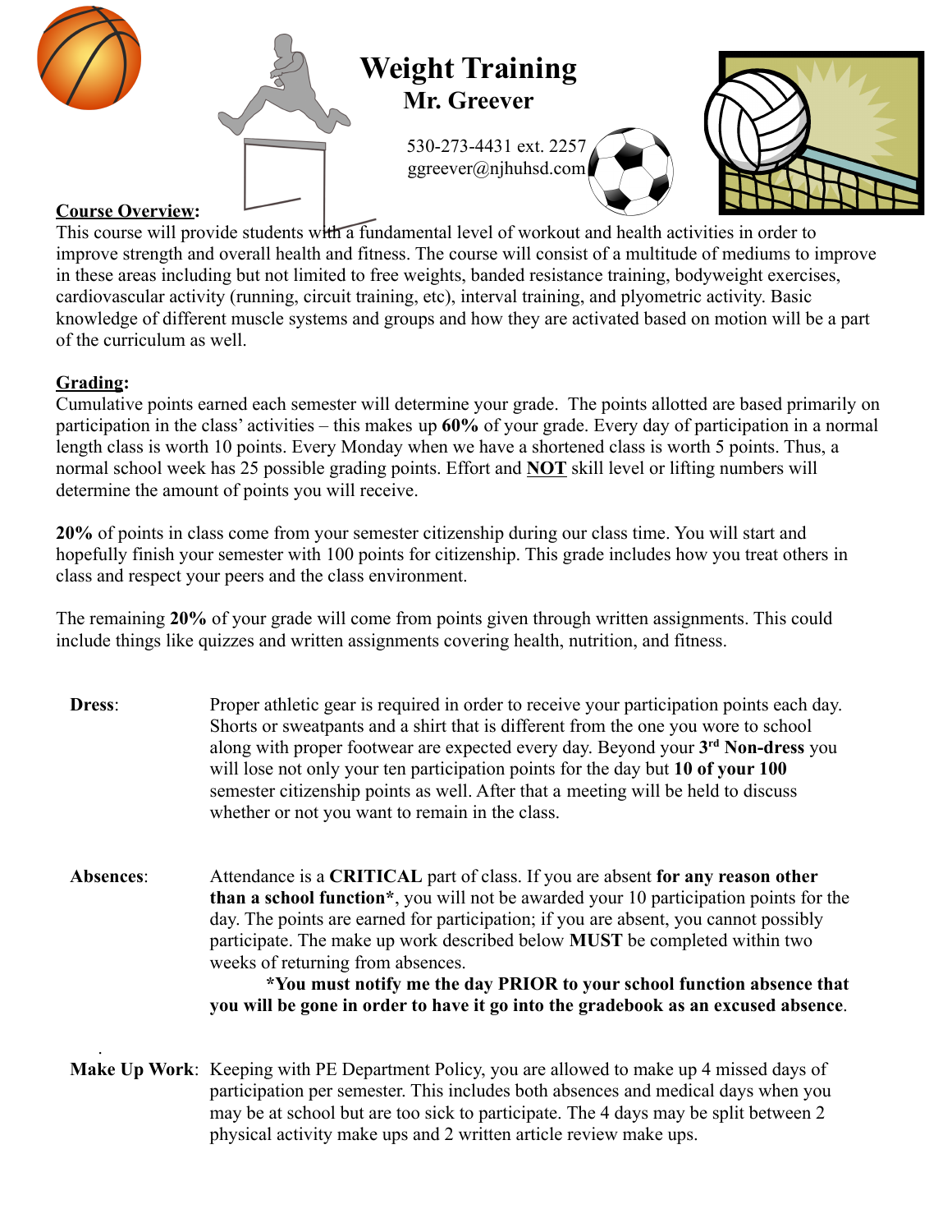# Weight Training

## Mr. Greever

530-273-4431 ext. 2257
ggreever@njhuhsd.com

**Course Overview:**
This course will provide students with a fundamental level of workout and health activities in order to improve strength and overall health and fitness. The course will consist of a multitude of mediums to improve in these areas including but not limited to free weights, banded resistance training, bodyweight exercises, cardiovascular activity (running, circuit training, etc), interval training, and plyometric activity. Basic knowledge of different muscle systems and groups and how they are activated based on motion will be a part of the curriculum as well.

**Grading:**
Cumulative points earned each semester will determine your grade. The points allotted are based primarily on participation in the class' activities – this makes up **60%** of your grade. Every day of participation in a normal length class is worth 10 points. Every Monday when we have a shortened class is worth 5 points. Thus, a normal school week has 25 possible grading points. Effort and **NOT** skill level or lifting numbers will determine the amount of points you will receive.

**20%** of points in class come from your semester citizenship during our class time. You will start and hopefully finish your semester with 100 points for citizenship. This grade includes how you treat others in class and respect your peers and the class environment.

The remaining **20%** of your grade will come from points given through written assignments. This could include things like quizzes and written assignments covering health, nutrition, and fitness.

**Dress**: Proper athletic gear is required in order to receive your participation points each day. Shorts or sweatpants and a shirt that is different from the one you wore to school along with proper footwear are expected every day. Beyond your 3rd **Non-dress** you will lose not only your ten participation points for the day but **10 of your 100** semester citizenship points as well. After that a meeting will be held to discuss whether or not you want to remain in the class.

**Absences**: Attendance is a **CRITICAL** part of class. If you are absent **for any reason other than a school function***, you will not be awarded your 10 participation points for the day. The points are earned for participation; if you are absent, you cannot possibly participate. The make up work described below **MUST** be completed within two weeks of returning from absences.

**\*You must notify me the day PRIOR to your school function absence that you will be gone in order to have it go into the gradebook as an excused absence**.

**Make Up Work**: Keeping with PE Department Policy, you are allowed to make up 4 missed days of participation per semester. This includes both absences and medical days when you may be at school but are too sick to participate. The 4 days may be split between 2 physical activity make ups and 2 written article review make ups.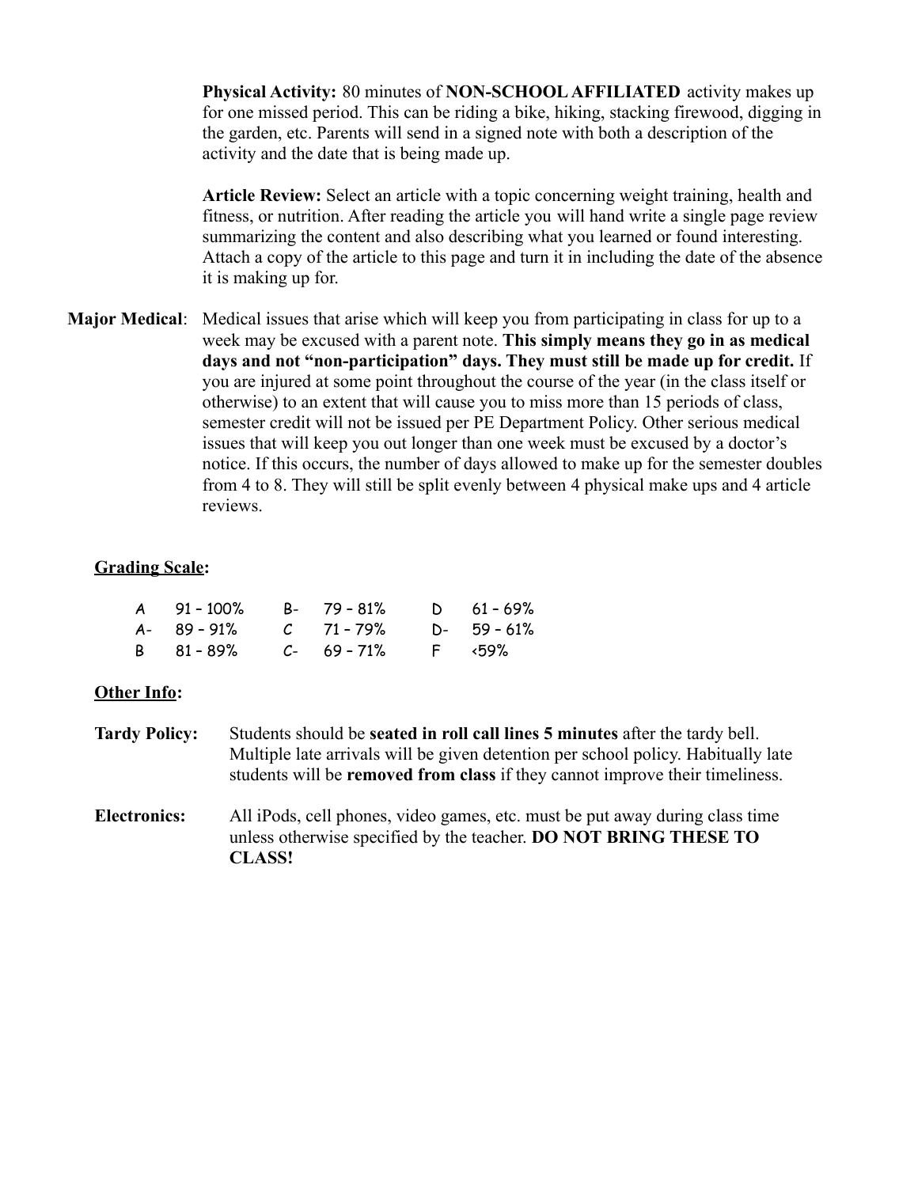**Physical Activity:** 80 minutes of **NON-SCHOOL AFFILIATED** activity makes up for one missed period. This can be riding a bike, hiking, stacking firewood, digging in the garden, etc. Parents will send in a signed note with both a description of the activity and the date that is being made up.

**Article Review:** Select an article with a topic concerning weight training, health and fitness, or nutrition. After reading the article you will hand write a single page review summarizing the content and also describing what you learned or found interesting. Attach a copy of the article to this page and turn it in including the date of the absence it is making up for.

**Major Medical**: Medical issues that arise which will keep you from participating in class for up to a week may be excused with a parent note. **This simply means they go in as medical days and not "non-participation" days. They must still be made up for credit.** If you are injured at some point throughout the course of the year (in the class itself or otherwise) to an extent that will cause you to miss more than 15 periods of class, semester credit will not be issued per PE Department Policy. Other serious medical issues that will keep you out longer than one week must be excused by a doctor's notice. If this occurs, the number of days allowed to make up for the semester doubles from 4 to 8. They will still be split evenly between 4 physical make ups and 4 article reviews.

**<u>Grading Scale</u>:**

| | | | | | |
|---|---|---|---|---|---|
| A | 91 – 100% | B- | 79 – 81% | D | 61 – 69% |
| A- | 89 – 91% | C | 71 – 79% | D- | 59 – 61% |
| B | 81 – 89% | C- | 69 – 71% | F | <59% |

**<u>Other Info</u>:**

**Tardy Policy:** Students should be **seated in roll call lines 5 minutes** after the tardy bell. Multiple late arrivals will be given detention per school policy. Habitually late students will be **removed from class** if they cannot improve their timeliness.

**Electronics:** All iPods, cell phones, video games, etc. must be put away during class time unless otherwise specified by the teacher. **DO NOT BRING THESE TO CLASS!**